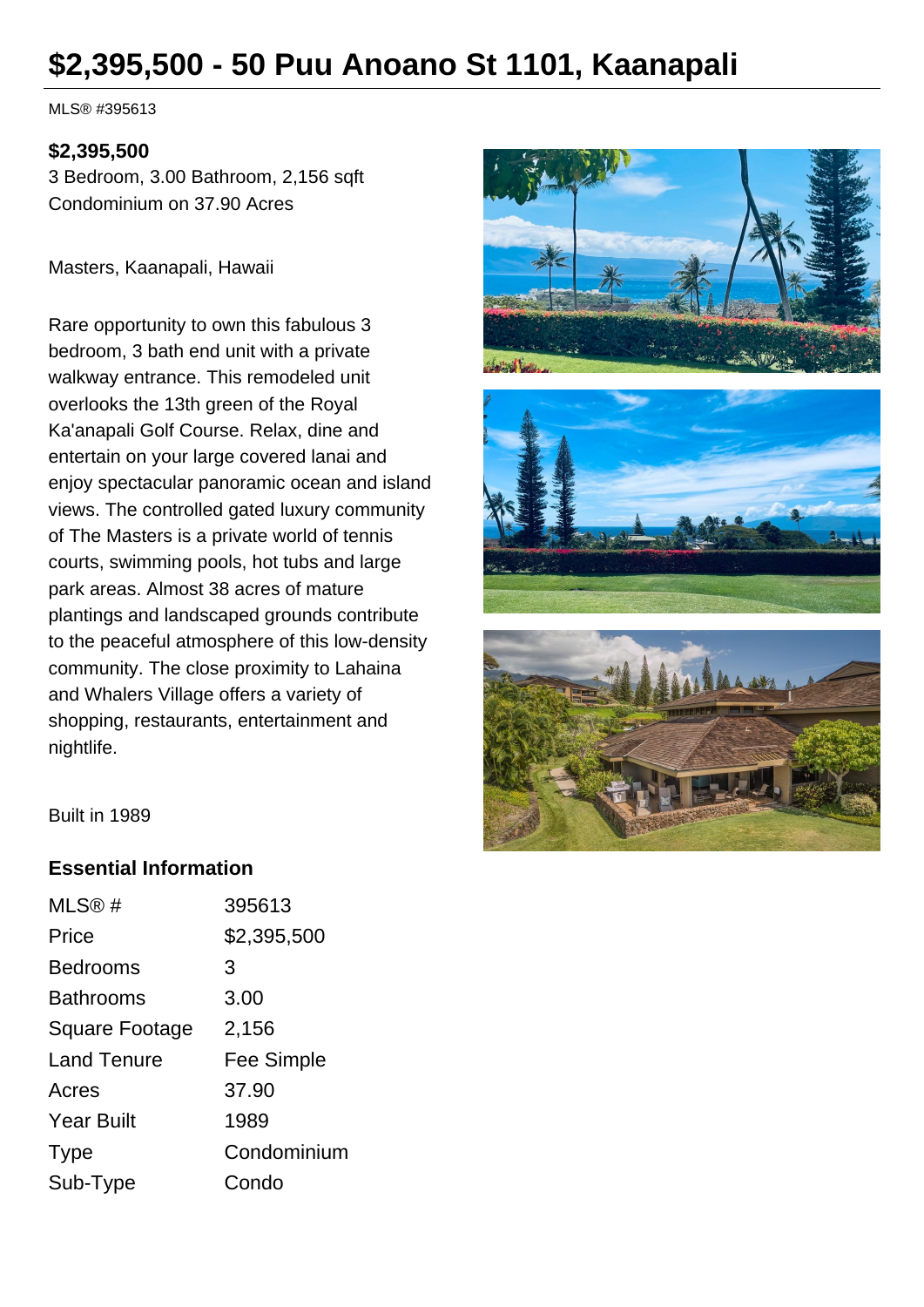# $2,395,500 - 50 Puu Anoano St 1101, Kaanapali

MLS® #395613

**$2,395,500**
3 Bedroom, 3.00 Bathroom, 2,156 sqft
Condominium on 37.90 Acres

Masters, Kaanapali, Hawaii

Rare opportunity to own this fabulous 3 bedroom, 3 bath end unit with a private walkway entrance. This remodeled unit overlooks the 13th green of the Royal Ka'anapali Golf Course. Relax, dine and entertain on your large covered lanai and enjoy spectacular panoramic ocean and island views. The controlled gated luxury community of The Masters is a private world of tennis courts, swimming pools, hot tubs and large park areas. Almost 38 acres of mature plantings and landscaped grounds contribute to the peaceful atmosphere of this low-density community. The close proximity to Lahaina and Whalers Village offers a variety of shopping, restaurants, entertainment and nightlife.

Built in 1989

## Essential Information

| | |
|---|---|
| MLS® # | 395613 |
| Price | $2,395,500 |
| Bedrooms | 3 |
| Bathrooms | 3.00 |
| Square Footage | 2,156 |
| Land Tenure | Fee Simple |
| Acres | 37.90 |
| Year Built | 1989 |
| Type | Condominium |
| Sub-Type | Condo |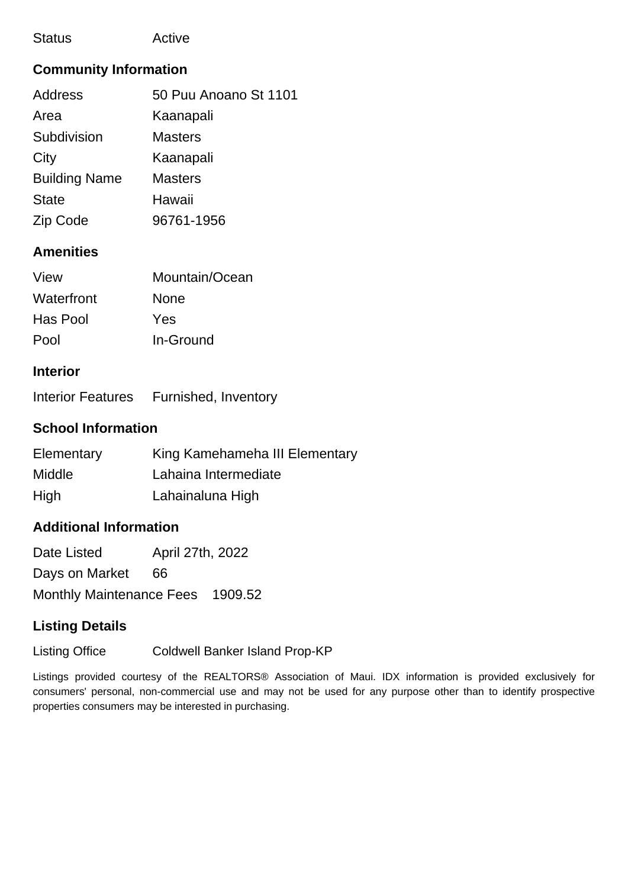| | |
|---|---|
| Status | Active |

## Community Information

| | |
|---|---|
| Address | 50 Puu Anoano St 1101 |
| Area | Kaanapali |
| Subdivision | Masters |
| City | Kaanapali |
| Building Name | Masters |
| State | Hawaii |
| Zip Code | 96761-1956 |

## Amenities

| | |
|---|---|
| View | Mountain/Ocean |
| Waterfront | None |
| Has Pool | Yes |
| Pool | In-Ground |

## Interior

| | |
|---|---|
| Interior Features | Furnished, Inventory |

## School Information

| | |
|---|---|
| Elementary | King Kamehameha III Elementary |
| Middle | Lahaina Intermediate |
| High | Lahainaluna High |

## Additional Information

| | |
|---|---|
| Date Listed | April 27th, 2022 |
| Days on Market | 66 |
| Monthly Maintenance Fees | 1909.52 |

## Listing Details

| | |
|---|---|
| Listing Office | Coldwell Banker Island Prop-KP |

Listings provided courtesy of the REALTORS® Association of Maui. IDX information is provided exclusively for consumers' personal, non-commercial use and may not be used for any purpose other than to identify prospective properties consumers may be interested in purchasing.